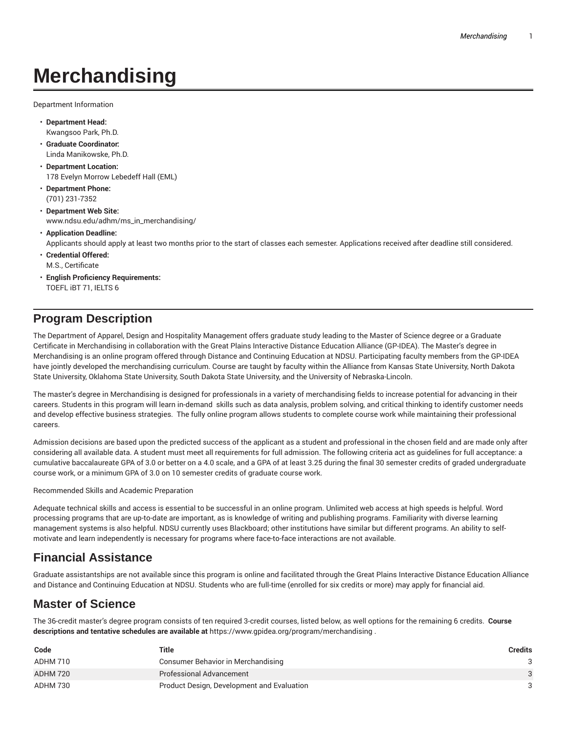# Merchandising

Department Information

- **Department Head:**
  Kwangsoo Park, Ph.D.
- **Graduate Coordinator:**
  Linda Manikowske, Ph.D.
- **Department Location:**
  178 Evelyn Morrow Lebedeff Hall (EML)
- **Department Phone:**
  (701) 231-7352
- **Department Web Site:**
  www.ndsu.edu/adhm/ms_in_merchandising/
- **Application Deadline:**
  Applicants should apply at least two months prior to the start of classes each semester. Applications received after deadline still considered.
- **Credential Offered:**
  M.S., Certificate
- **English Proficiency Requirements:**
  TOEFL iBT 71, IELTS 6

## Program Description

The Department of Apparel, Design and Hospitality Management offers graduate study leading to the Master of Science degree or a Graduate Certificate in Merchandising in collaboration with the Great Plains Interactive Distance Education Alliance (GP-IDEA). The Master's degree in Merchandising is an online program offered through Distance and Continuing Education at NDSU. Participating faculty members from the GP-IDEA have jointly developed the merchandising curriculum. Course are taught by faculty within the Alliance from Kansas State University, North Dakota State University, Oklahoma State University, South Dakota State University, and the University of Nebraska-Lincoln.

The master's degree in Merchandising is designed for professionals in a variety of merchandising fields to increase potential for advancing in their careers. Students in this program will learn in-demand skills such as data analysis, problem solving, and critical thinking to identify customer needs and develop effective business strategies. The fully online program allows students to complete course work while maintaining their professional careers.

Admission decisions are based upon the predicted success of the applicant as a student and professional in the chosen field and are made only after considering all available data. A student must meet all requirements for full admission. The following criteria act as guidelines for full acceptance: a cumulative baccalaureate GPA of 3.0 or better on a 4.0 scale, and a GPA of at least 3.25 during the final 30 semester credits of graded undergraduate course work, or a minimum GPA of 3.0 on 10 semester credits of graduate course work.

Recommended Skills and Academic Preparation

Adequate technical skills and access is essential to be successful in an online program. Unlimited web access at high speeds is helpful. Word processing programs that are up-to-date are important, as is knowledge of writing and publishing programs. Familiarity with diverse learning management systems is also helpful. NDSU currently uses Blackboard; other institutions have similar but different programs. An ability to self-motivate and learn independently is necessary for programs where face-to-face interactions are not available.

## Financial Assistance

Graduate assistantships are not available since this program is online and facilitated through the Great Plains Interactive Distance Education Alliance and Distance and Continuing Education at NDSU. Students who are full-time (enrolled for six credits or more) may apply for financial aid.

## Master of Science

The 36-credit master's degree program consists of ten required 3-credit courses, listed below, as well options for the remaining 6 credits. **Course descriptions and tentative schedules are available at** https://www.gpidea.org/program/merchandising .

| Code | Title | Credits |
|---|---|---|
| ADHM 710 | Consumer Behavior in Merchandising | 3 |
| ADHM 720 | Professional Advancement | 3 |
| ADHM 730 | Product Design, Development and Evaluation | 3 |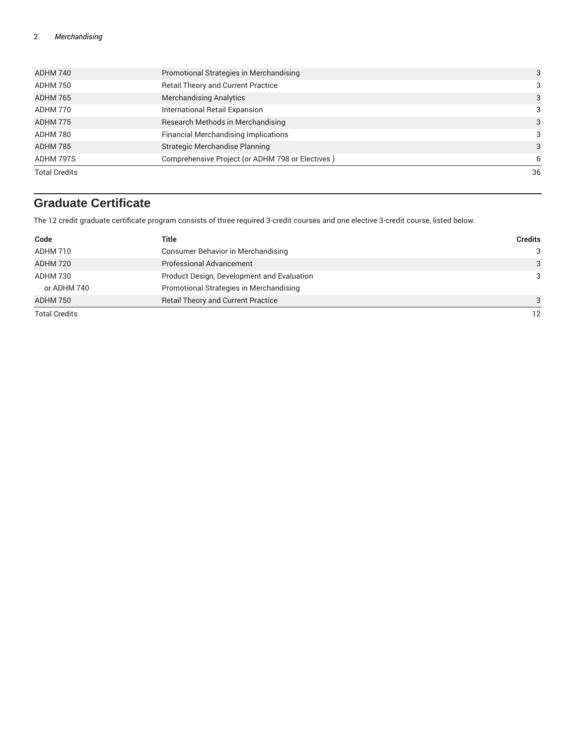| | | |
|---|---|---|
| ADHM 740 | Promotional Strategies in Merchandising | 3 |
| ADHM 750 | Retail Theory and Current Practice | 3 |
| ADHM 765 | Merchandising Analytics | 3 |
| ADHM 770 | International Retail Expansion | 3 |
| ADHM 775 | Research Methods in Merchandising | 3 |
| ADHM 780 | Financial Merchandising Implications | 3 |
| ADHM 785 | Strategic Merchandise Planning | 3 |
| ADHM 797S | Comprehensive Project (or ADHM 798 or Electives ) | 6 |
| Total Credits | | 36 |

## Graduate Certificate

The 12 credit graduate certificate program consists of three required 3-credit courses and one elective 3-credit course, listed below.

| Code | Title | Credits |
|---|---|---|
| ADHM 710 | Consumer Behavior in Merchandising | 3 |
| ADHM 720 | Professional Advancement | 3 |
| ADHM 730 | Product Design, Development and Evaluation | 3 |
| or ADHM 740 | Promotional Strategies in Merchandising | |
| ADHM 750 | Retail Theory and Current Practice | 3 |
| Total Credits | | 12 |